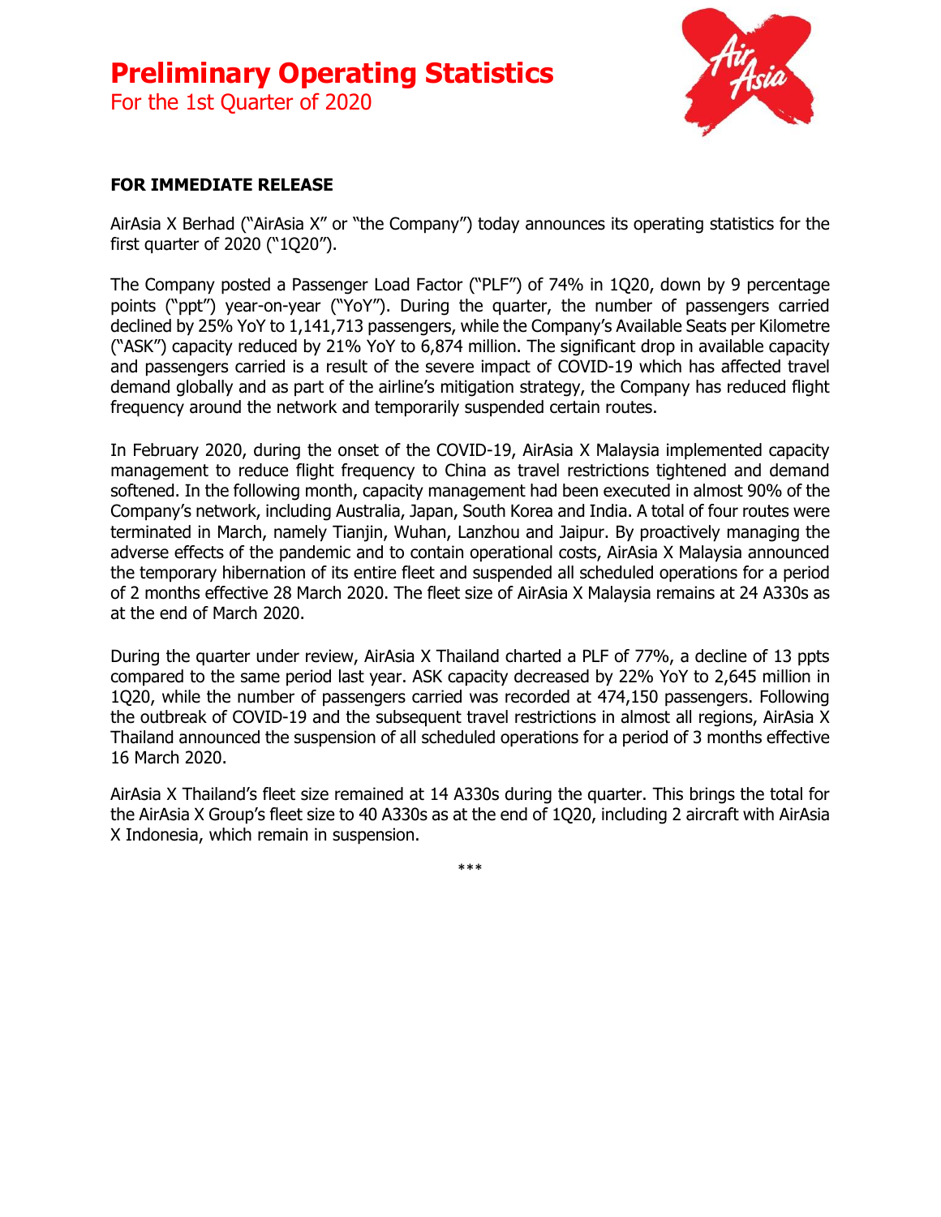# Preliminary Operating Statistics

For the 1st Quarter of 2020

**FOR IMMEDIATE RELEASE**

AirAsia X Berhad ("AirAsia X" or "the Company") today announces its operating statistics for the first quarter of 2020 ("1Q20").

The Company posted a Passenger Load Factor ("PLF") of 74% in 1Q20, down by 9 percentage points ("ppt") year-on-year ("YoY"). During the quarter, the number of passengers carried declined by 25% YoY to 1,141,713 passengers, while the Company's Available Seats per Kilometre ("ASK") capacity reduced by 21% YoY to 6,874 million. The significant drop in available capacity and passengers carried is a result of the severe impact of COVID-19 which has affected travel demand globally and as part of the airline's mitigation strategy, the Company has reduced flight frequency around the network and temporarily suspended certain routes.

In February 2020, during the onset of the COVID-19, AirAsia X Malaysia implemented capacity management to reduce flight frequency to China as travel restrictions tightened and demand softened. In the following month, capacity management had been executed in almost 90% of the Company's network, including Australia, Japan, South Korea and India. A total of four routes were terminated in March, namely Tianjin, Wuhan, Lanzhou and Jaipur. By proactively managing the adverse effects of the pandemic and to contain operational costs, AirAsia X Malaysia announced the temporary hibernation of its entire fleet and suspended all scheduled operations for a period of 2 months effective 28 March 2020. The fleet size of AirAsia X Malaysia remains at 24 A330s as at the end of March 2020.

During the quarter under review, AirAsia X Thailand charted a PLF of 77%, a decline of 13 ppts compared to the same period last year. ASK capacity decreased by 22% YoY to 2,645 million in 1Q20, while the number of passengers carried was recorded at 474,150 passengers. Following the outbreak of COVID-19 and the subsequent travel restrictions in almost all regions, AirAsia X Thailand announced the suspension of all scheduled operations for a period of 3 months effective 16 March 2020.

AirAsia X Thailand's fleet size remained at 14 A330s during the quarter. This brings the total for the AirAsia X Group's fleet size to 40 A330s as at the end of 1Q20, including 2 aircraft with AirAsia X Indonesia, which remain in suspension.

***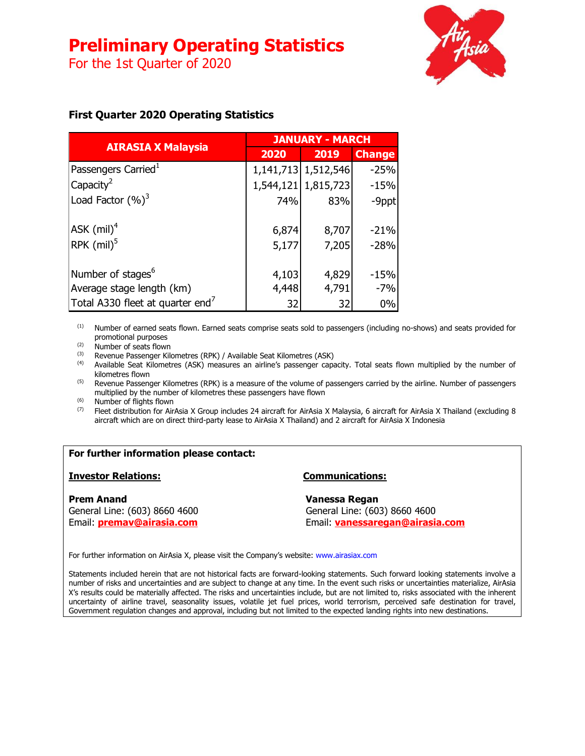# Preliminary Operating Statistics

For the 1st Quarter of 2020

## First Quarter 2020 Operating Statistics

| AIRASIA X Malaysia | JANUARY - MARCH | | |
|---|---|---|---|
| | 2020 | 2019 | Change |
| Passengers Carried[1] | 1,141,713 | 1,512,546 | -25% |
| Capacity[2] | 1,544,121 | 1,815,723 | -15% |
| Load Factor (%)[3] | 74% | 83% | -9ppt |
| ASK (mil)[4] | 6,874 | 8,707 | -21% |
| RPK (mil)[5] | 5,177 | 7,205 | -28% |
| Number of stages[6] | 4,103 | 4,829 | -15% |
| Average stage length (km) | 4,448 | 4,791 | -7% |
| Total A330 fleet at quarter end[7] | 32 | 32 | 0% |

(1) Number of earned seats flown. Earned seats comprise seats sold to passengers (including no-shows) and seats provided for promotional purposes

(2) Number of seats flown

(3) Revenue Passenger Kilometres (RPK) / Available Seat Kilometres (ASK)

(4) Available Seat Kilometres (ASK) measures an airline's passenger capacity. Total seats flown multiplied by the number of kilometres flown

(5) Revenue Passenger Kilometres (RPK) is a measure of the volume of passengers carried by the airline. Number of passengers multiplied by the number of kilometres these passengers have flown

(6) Number of flights flown

(7) Fleet distribution for AirAsia X Group includes 24 aircraft for AirAsia X Malaysia, 6 aircraft for AirAsia X Thailand (excluding 8 aircraft which are on direct third-party lease to AirAsia X Thailand) and 2 aircraft for AirAsia X Indonesia

**For further information please contact:**

**Investor Relations:**

**Prem Anand**
General Line: (603) 8660 4600
Email: **premav@airasia.com**

**Communications:**

**Vanessa Regan**
General Line: (603) 8660 4600
Email: **vanessaregan@airasia.com**

For further information on AirAsia X, please visit the Company's website: www.airasiax.com

Statements included herein that are not historical facts are forward-looking statements. Such forward looking statements involve a number of risks and uncertainties and are subject to change at any time. In the event such risks or uncertainties materialize, AirAsia X's results could be materially affected. The risks and uncertainties include, but are not limited to, risks associated with the inherent uncertainty of airline travel, seasonality issues, volatile jet fuel prices, world terrorism, perceived safe destination for travel, Government regulation changes and approval, including but not limited to the expected landing rights into new destinations.